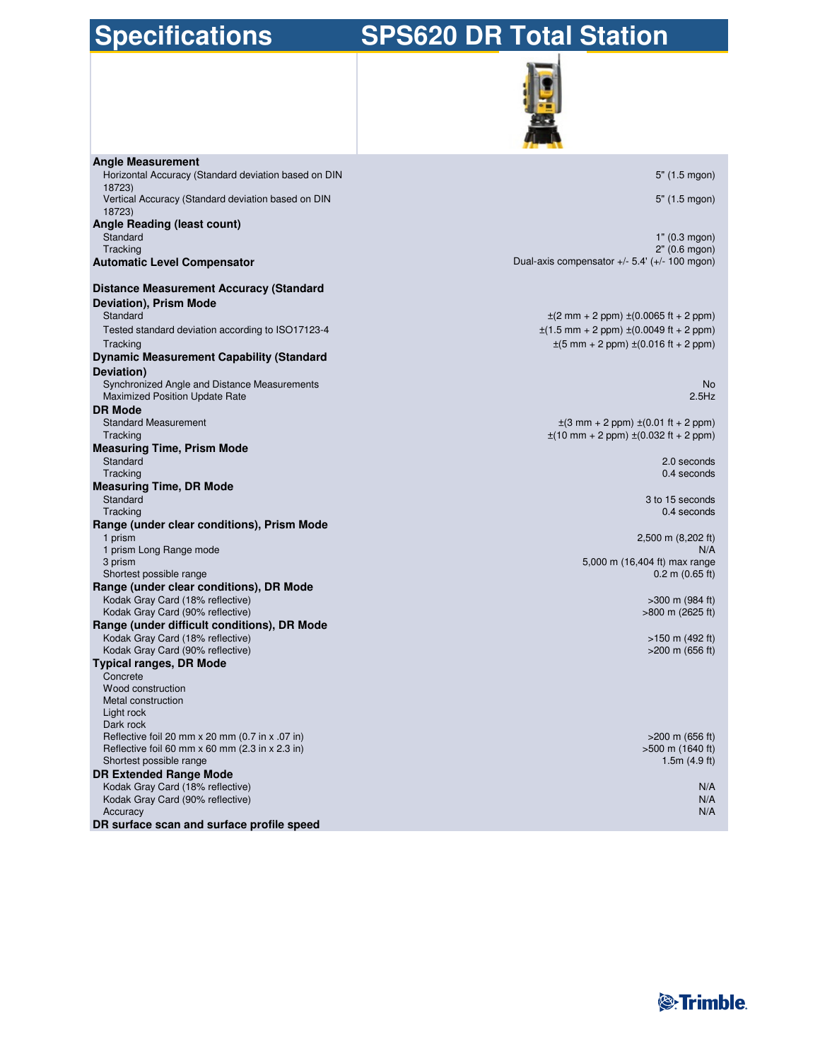# Specifications SPS620 DR Total Station

| Specification | Value |
|---|---|
| **Angle Measurement** | |
| Horizontal Accuracy (Standard deviation based on DIN 18723) | 5" (1.5 mgon) |
| Vertical Accuracy (Standard deviation based on DIN 18723) | 5" (1.5 mgon) |
| **Angle Reading (least count)** | |
| Standard | 1" (0.3 mgon) |
| Tracking | 2" (0.6 mgon) |
| **Automatic Level Compensator** | Dual-axis compensator +/- 5.4' (+/- 100 mgon) |
| **Distance Measurement Accuracy (Standard Deviation), Prism Mode** | |
| Standard | ±(2 mm + 2 ppm) ±(0.0065 ft + 2 ppm) |
| Tested standard deviation according to ISO17123-4 | ±(1.5 mm + 2 ppm) ±(0.0049 ft + 2 ppm) |
| Tracking | ±(5 mm + 2 ppm) ±(0.016 ft + 2 ppm) |
| **Dynamic Measurement Capability (Standard Deviation)** | |
| Synchronized Angle and Distance Measurements | No |
| Maximized Position Update Rate | 2.5Hz |
| **DR Mode** | |
| Standard Measurement | ±(3 mm + 2 ppm) ±(0.01 ft + 2 ppm) |
| Tracking | ±(10 mm + 2 ppm) ±(0.032 ft + 2 ppm) |
| **Measuring Time, Prism Mode** | |
| Standard | 2.0 seconds |
| Tracking | 0.4 seconds |
| **Measuring Time, DR Mode** | |
| Standard | 3 to 15 seconds |
| Tracking | 0.4 seconds |
| **Range (under clear conditions), Prism Mode** | |
| 1 prism | 2,500 m (8,202 ft) |
| 1 prism Long Range mode | N/A |
| 3 prism | 5,000 m (16,404 ft) max range |
| Shortest possible range | 0.2 m (0.65 ft) |
| **Range (under clear conditions), DR Mode** | |
| Kodak Gray Card (18% reflective) | >300 m (984 ft) |
| Kodak Gray Card (90% reflective) | >800 m (2625 ft) |
| **Range (under difficult conditions), DR Mode** | |
| Kodak Gray Card (18% reflective) | >150 m (492 ft) |
| Kodak Gray Card (90% reflective) | >200 m (656 ft) |
| **Typical ranges, DR Mode** | |
| Concrete | |
| Wood construction | |
| Metal construction | |
| Light rock | |
| Dark rock | |
| Reflective foil 20 mm x 20 mm (0.7 in x .07 in) | >200 m (656 ft) |
| Reflective foil 60 mm x 60 mm (2.3 in x 2.3 in) | >500 m (1640 ft) |
| Shortest possible range | 1.5m (4.9 ft) |
| **DR Extended Range Mode** | |
| Kodak Gray Card (18% reflective) | N/A |
| Kodak Gray Card (90% reflective) | N/A |
| Accuracy | N/A |
| **DR surface scan and surface profile speed** | |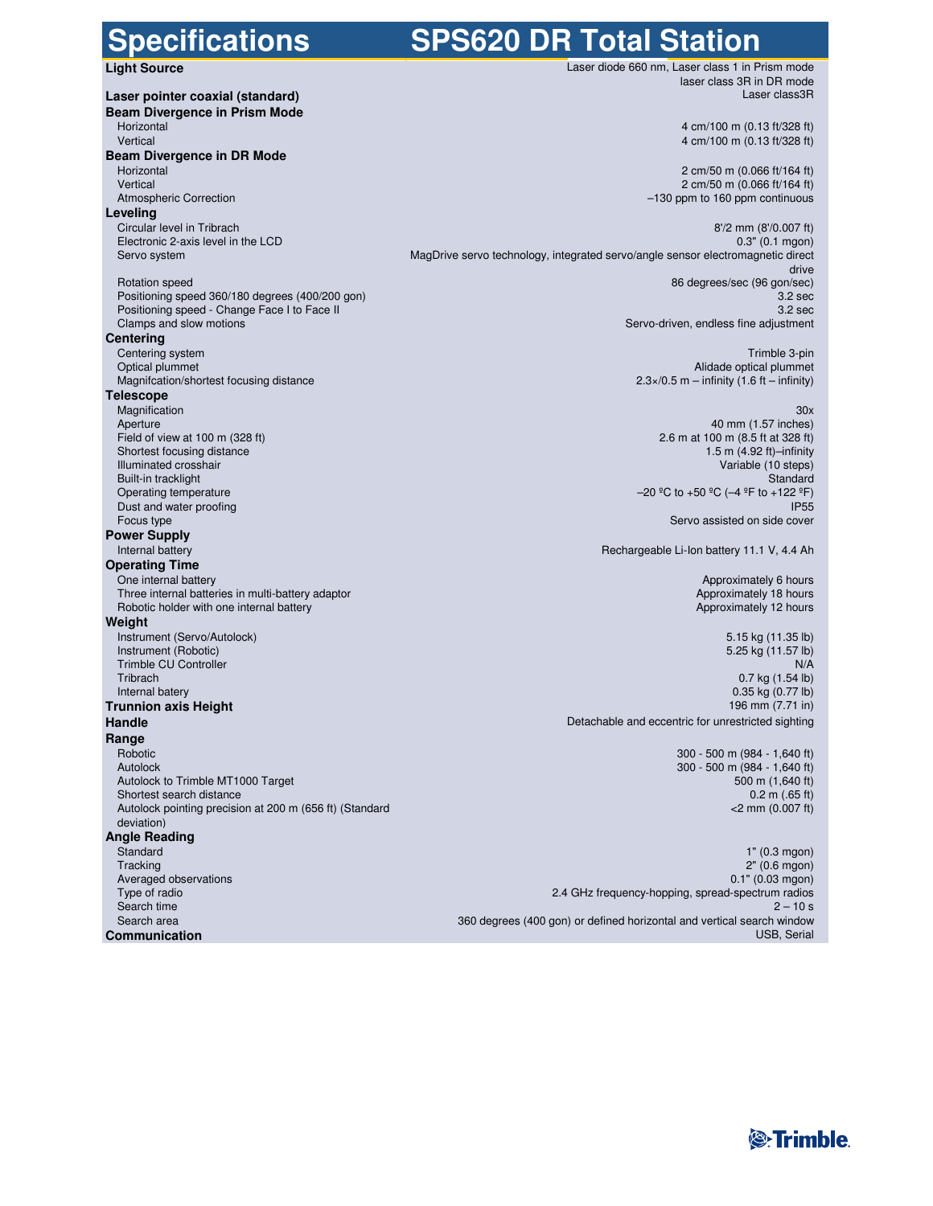# Specifications SPS620 DR Total Station

| Specification | Value |
| --- | --- |
| **Light Source** | Laser diode 660 nm, Laser class 1 in Prism mode laser class 3R in DR mode |
| **Laser pointer coaxial (standard)** | Laser class3R |
| **Beam Divergence in Prism Mode** | |
| Horizontal | 4 cm/100 m (0.13 ft/328 ft) |
| Vertical | 4 cm/100 m (0.13 ft/328 ft) |
| **Beam Divergence in DR Mode** | |
| Horizontal | 2 cm/50 m (0.066 ft/164 ft) |
| Vertical | 2 cm/50 m (0.066 ft/164 ft) |
| Atmospheric Correction | –130 ppm to 160 ppm continuous |
| **Leveling** | |
| Circular level in Tribrach | 8'/2 mm (8'/0.007 ft) |
| Electronic 2-axis level in the LCD | 0.3" (0.1 mgon) |
| Servo system | MagDrive servo technology, integrated servo/angle sensor electromagnetic direct drive |
| Rotation speed | 86 degrees/sec (96 gon/sec) |
| Positioning speed 360/180 degrees (400/200 gon) | 3.2 sec |
| Positioning speed - Change Face I to Face II | 3.2 sec |
| Clamps and slow motions | Servo-driven, endless fine adjustment |
| **Centering** | |
| Centering system | Trimble 3-pin |
| Optical plummet | Alidade optical plummet |
| Magnifcation/shortest focusing distance | 2.3×/0.5 m – infinity (1.6 ft – infinity) |
| **Telescope** | |
| Magnification | 30x |
| Aperture | 40 mm (1.57 inches) |
| Field of view at 100 m (328 ft) | 2.6 m at 100 m (8.5 ft at 328 ft) |
| Shortest focusing distance | 1.5 m (4.92 ft)–infinity |
| Illuminated crosshair | Variable (10 steps) |
| Built-in tracklight | Standard |
| Operating temperature | –20 ºC to +50 ºC (–4 ºF to +122 ºF) |
| Dust and water proofing | IP55 |
| Focus type | Servo assisted on side cover |
| **Power Supply** | |
| Internal battery | Rechargeable Li-Ion battery 11.1 V, 4.4 Ah |
| **Operating Time** | |
| One internal battery | Approximately 6 hours |
| Three internal batteries in multi-battery adaptor | Approximately 18 hours |
| Robotic holder with one internal battery | Approximately 12 hours |
| **Weight** | |
| Instrument (Servo/Autolock) | 5.15 kg (11.35 lb) |
| Instrument (Robotic) | 5.25 kg (11.57 lb) |
| Trimble CU Controller | N/A |
| Tribrach | 0.7 kg (1.54 lb) |
| Internal batery | 0.35 kg (0.77 lb) |
| **Trunnion axis Height** | 196 mm (7.71 in) |
| **Handle** | Detachable and eccentric for unrestricted sighting |
| **Range** | |
| Robotic | 300 - 500 m (984 - 1,640 ft) |
| Autolock | 300 - 500 m (984 - 1,640 ft) |
| Autolock to Trimble MT1000 Target | 500 m (1,640 ft) |
| Shortest search distance | 0.2 m (.65 ft) |
| Autolock pointing precision at 200 m (656 ft) (Standard deviation) | <2 mm (0.007 ft) |
| **Angle Reading** | |
| Standard | 1" (0.3 mgon) |
| Tracking | 2" (0.6 mgon) |
| Averaged observations | 0.1" (0.03 mgon) |
| Type of radio | 2.4 GHz frequency-hopping, spread-spectrum radios |
| Search time | 2 – 10 s |
| Search area | 360 degrees (400 gon) or defined horizontal and vertical search window |
| **Communication** | USB, Serial |

Trimble.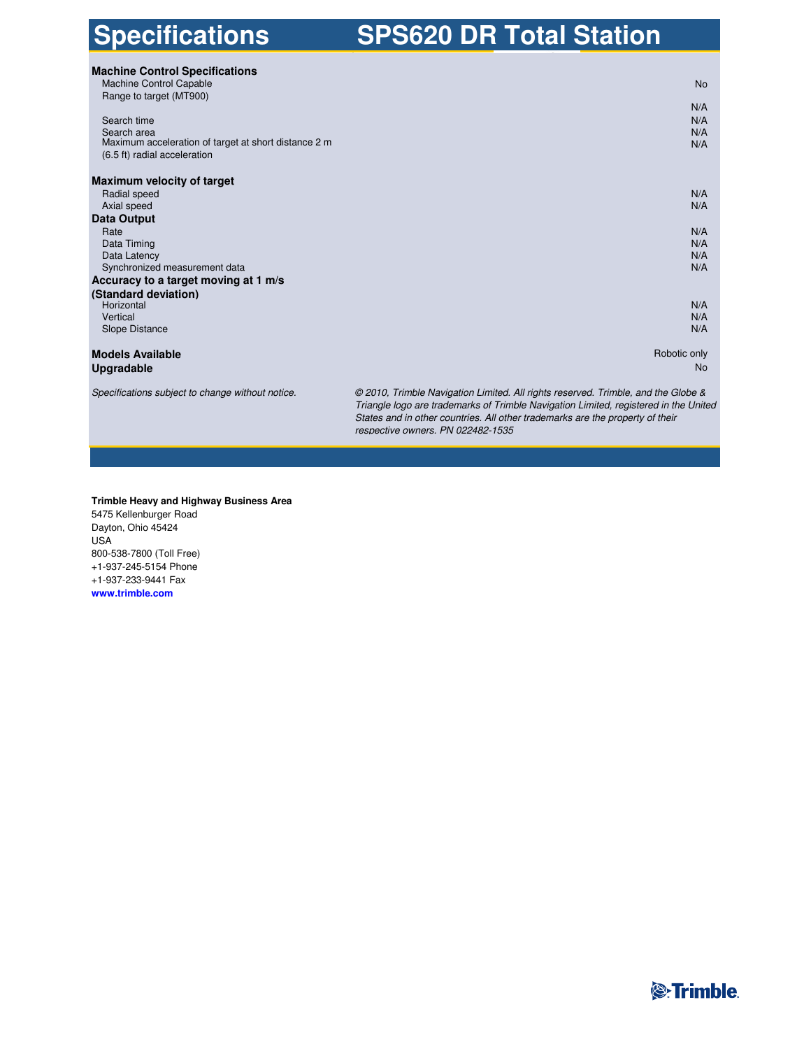# Specifications SPS620 DR Total Station

| | |
|---|---|
| **Machine Control Specifications** | |
| Machine Control Capable | No |
| Range to target (MT900) | N/A |
| Search time | N/A |
| Search area | N/A |
| Maximum acceleration of target at short distance 2 m (6.5 ft) radial acceleration | N/A |
| **Maximum velocity of target** | |
| Radial speed | N/A |
| Axial speed | N/A |
| **Data Output** | |
| Rate | N/A |
| Data Timing | N/A |
| Data Latency | N/A |
| Synchronized measurement data | N/A |
| **Accuracy to a target moving at 1 m/s (Standard deviation)** | |
| Horizontal | N/A |
| Vertical | N/A |
| Slope Distance | N/A |
| **Models Available** | Robotic only |
| **Upgradable** | No |

*Specifications subject to change without notice.*

*© 2010, Trimble Navigation Limited. All rights reserved. Trimble, and the Globe & Triangle logo are trademarks of Trimble Navigation Limited, registered in the United States and in other countries. All other trademarks are the property of their respective owners. PN 022482-1535*

**Trimble Heavy and Highway Business Area**
5475 Kellenburger Road
Dayton, Ohio 45424
USA
800-538-7800 (Toll Free)
+1-937-245-5154 Phone
+1-937-233-9441 Fax
**www.trimble.com**

Trimble.